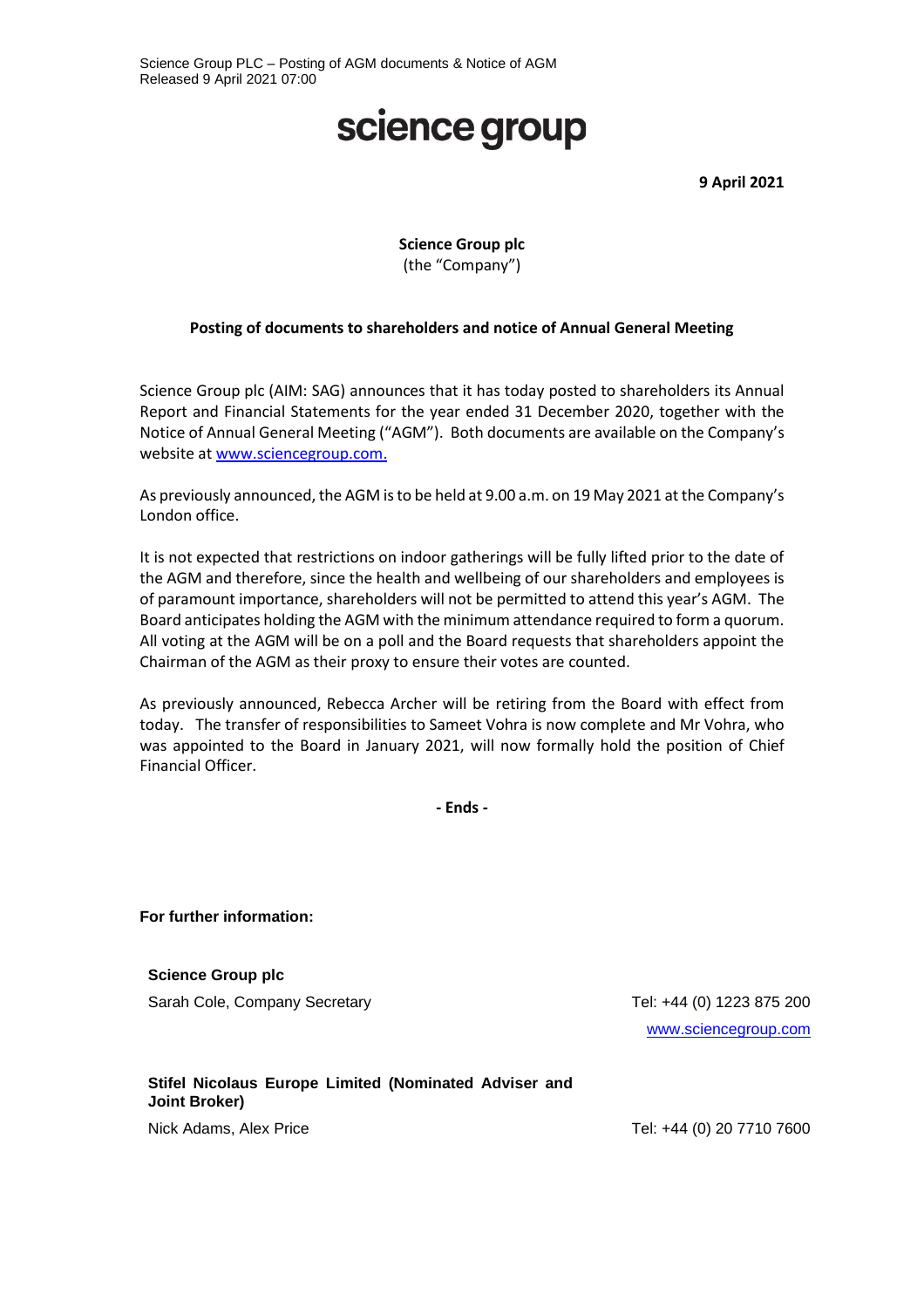Science Group PLC – Posting of AGM documents & Notice of AGM
Released 9 April 2021 07:00

# science group

**9 April 2021**

**Science Group plc**
(the "Company")

**Posting of documents to shareholders and notice of Annual General Meeting**

Science Group plc (AIM: SAG) announces that it has today posted to shareholders its Annual Report and Financial Statements for the year ended 31 December 2020, together with the Notice of Annual General Meeting ("AGM"). Both documents are available on the Company's website at www.sciencegroup.com.

As previously announced, the AGM is to be held at 9.00 a.m. on 19 May 2021 at the Company's London office.

It is not expected that restrictions on indoor gatherings will be fully lifted prior to the date of the AGM and therefore, since the health and wellbeing of our shareholders and employees is of paramount importance, shareholders will not be permitted to attend this year's AGM. The Board anticipates holding the AGM with the minimum attendance required to form a quorum. All voting at the AGM will be on a poll and the Board requests that shareholders appoint the Chairman of the AGM as their proxy to ensure their votes are counted.

As previously announced, Rebecca Archer will be retiring from the Board with effect from today. The transfer of responsibilities to Sameet Vohra is now complete and Mr Vohra, who was appointed to the Board in January 2021, will now formally hold the position of Chief Financial Officer.

**- Ends -**

**For further information:**

**Science Group plc**

Sarah Cole, Company Secretary — Tel: +44 (0) 1223 875 200

www.sciencegroup.com

**Stifel Nicolaus Europe Limited (Nominated Adviser and Joint Broker)**

Nick Adams, Alex Price — Tel: +44 (0) 20 7710 7600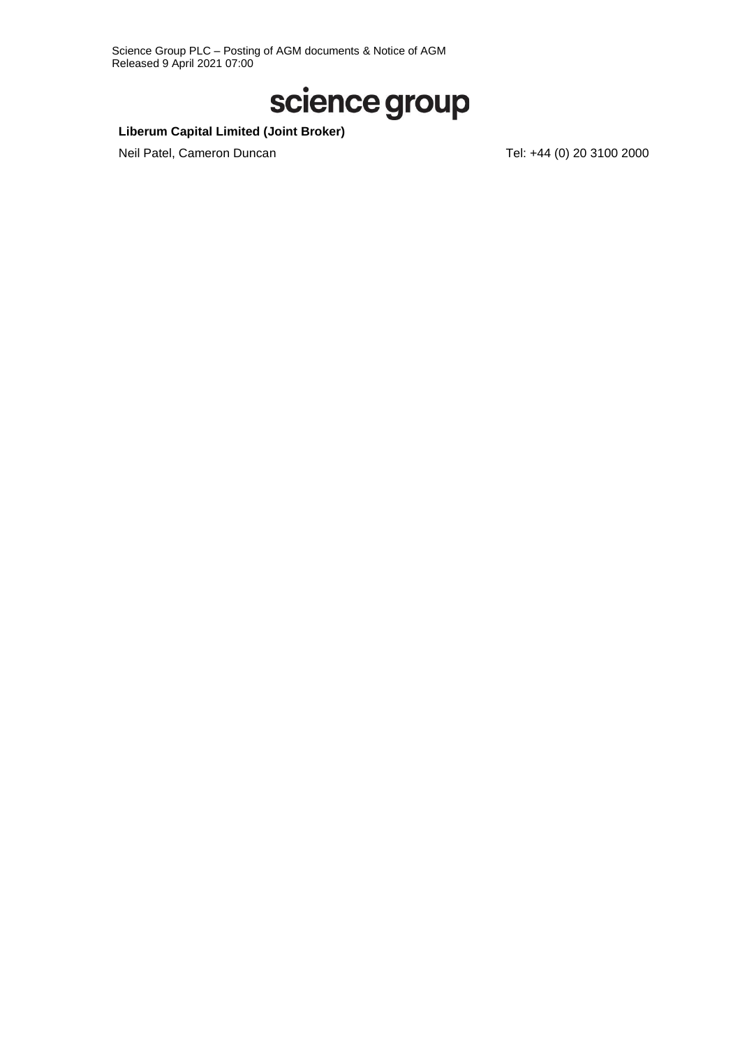**Liberum Capital Limited (Joint Broker)**

Neil Patel, Cameron Duncan	Tel: +44 (0) 20 3100 2000